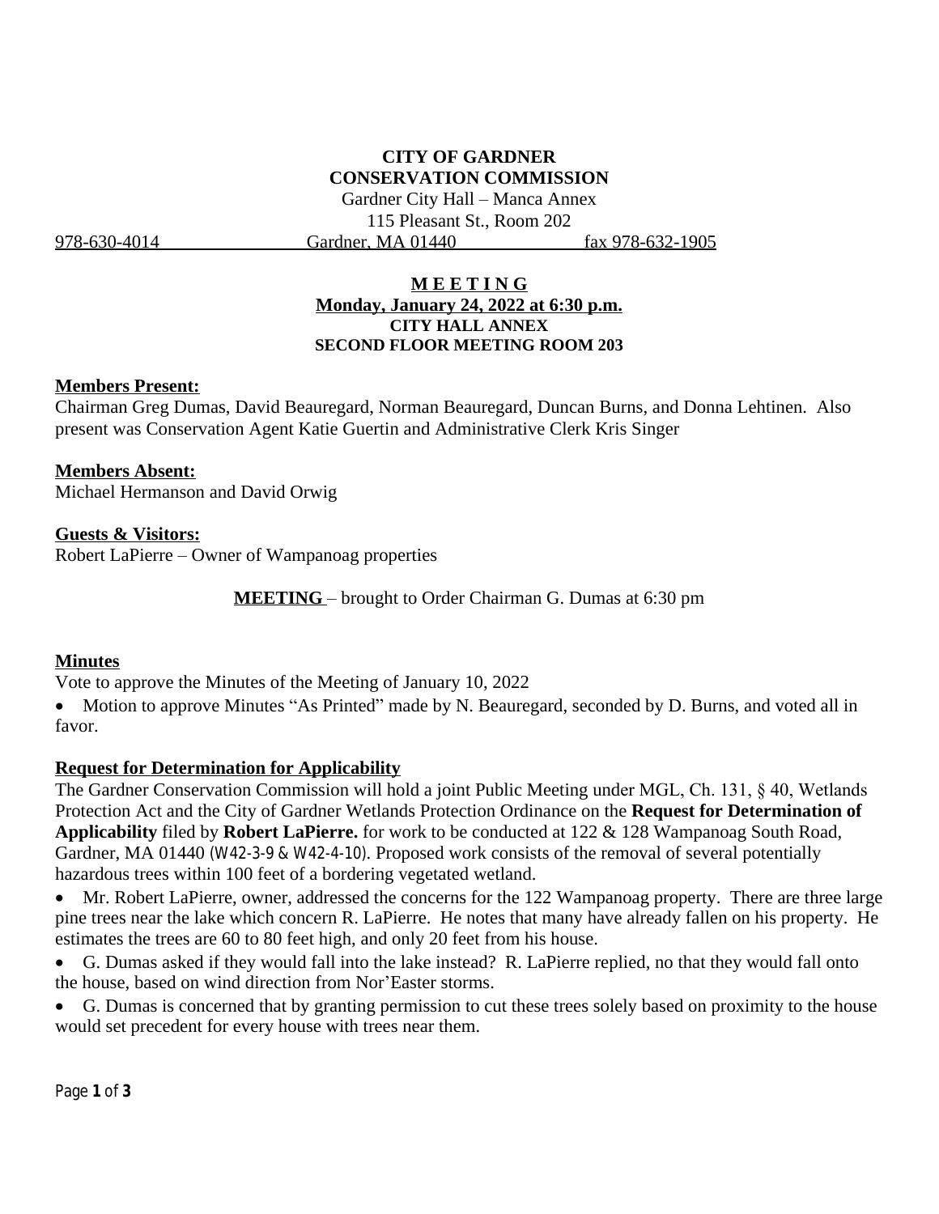**CITY OF GARDNER**
**CONSERVATION COMMISSION**

Gardner City Hall – Manca Annex
115 Pleasant St., Room 202

978-630-4014 Gardner, MA 01440 fax 978-632-1905

**M E E T I N G**
**Monday, January 24, 2022 at 6:30 p.m.**
**CITY HALL ANNEX**
**SECOND FLOOR MEETING ROOM 203**

**Members Present:**
Chairman Greg Dumas, David Beauregard, Norman Beauregard, Duncan Burns, and Donna Lehtinen. Also present was Conservation Agent Katie Guertin and Administrative Clerk Kris Singer

**Members Absent:**
Michael Hermanson and David Orwig

**Guests & Visitors:**
Robert LaPierre – Owner of Wampanoag properties

**MEETING** – brought to Order Chairman G. Dumas at 6:30 pm

**Minutes**

Vote to approve the Minutes of the Meeting of January 10, 2022

- Motion to approve Minutes "As Printed" made by N. Beauregard, seconded by D. Burns, and voted all in favor.

**Request for Determination for Applicability**

The Gardner Conservation Commission will hold a joint Public Meeting under MGL, Ch. 131, § 40, Wetlands Protection Act and the City of Gardner Wetlands Protection Ordinance on the **Request for Determination of Applicability** filed by **Robert LaPierre.** for work to be conducted at 122 & 128 Wampanoag South Road, Gardner, MA 01440 (W42-3-9 & W42-4-10). Proposed work consists of the removal of several potentially hazardous trees within 100 feet of a bordering vegetated wetland.

- Mr. Robert LaPierre, owner, addressed the concerns for the 122 Wampanoag property. There are three large pine trees near the lake which concern R. LaPierre. He notes that many have already fallen on his property. He estimates the trees are 60 to 80 feet high, and only 20 feet from his house.
- G. Dumas asked if they would fall into the lake instead? R. LaPierre replied, no that they would fall onto the house, based on wind direction from Nor'Easter storms.
- G. Dumas is concerned that by granting permission to cut these trees solely based on proximity to the house would set precedent for every house with trees near them.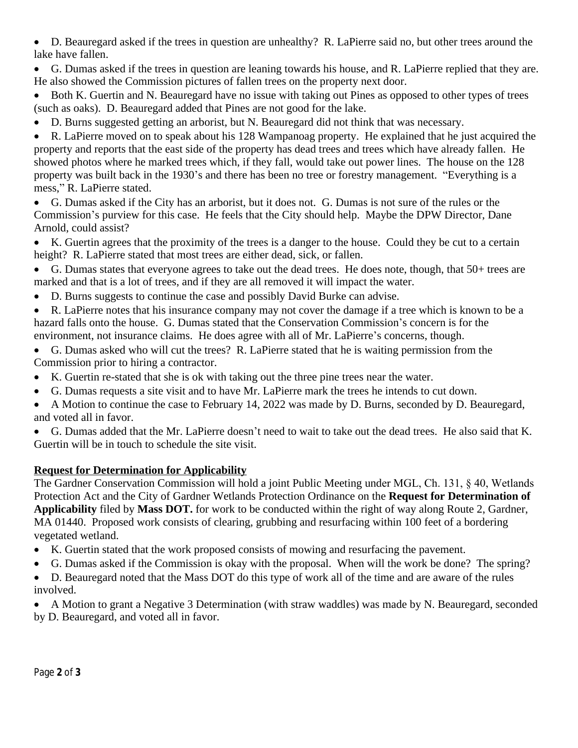- D. Beauregard asked if the trees in question are unhealthy? R. LaPierre said no, but other trees around the lake have fallen.
- G. Dumas asked if the trees in question are leaning towards his house, and R. LaPierre replied that they are. He also showed the Commission pictures of fallen trees on the property next door.
- Both K. Guertin and N. Beauregard have no issue with taking out Pines as opposed to other types of trees (such as oaks). D. Beauregard added that Pines are not good for the lake.
- D. Burns suggested getting an arborist, but N. Beauregard did not think that was necessary.
- R. LaPierre moved on to speak about his 128 Wampanoag property. He explained that he just acquired the property and reports that the east side of the property has dead trees and trees which have already fallen. He showed photos where he marked trees which, if they fall, would take out power lines. The house on the 128 property was built back in the 1930's and there has been no tree or forestry management. "Everything is a mess," R. LaPierre stated.
- G. Dumas asked if the City has an arborist, but it does not. G. Dumas is not sure of the rules or the Commission's purview for this case. He feels that the City should help. Maybe the DPW Director, Dane Arnold, could assist?
- K. Guertin agrees that the proximity of the trees is a danger to the house. Could they be cut to a certain height? R. LaPierre stated that most trees are either dead, sick, or fallen.
- G. Dumas states that everyone agrees to take out the dead trees. He does note, though, that 50+ trees are marked and that is a lot of trees, and if they are all removed it will impact the water.
- D. Burns suggests to continue the case and possibly David Burke can advise.
- R. LaPierre notes that his insurance company may not cover the damage if a tree which is known to be a hazard falls onto the house. G. Dumas stated that the Conservation Commission's concern is for the environment, not insurance claims. He does agree with all of Mr. LaPierre's concerns, though.
- G. Dumas asked who will cut the trees? R. LaPierre stated that he is waiting permission from the Commission prior to hiring a contractor.
- K. Guertin re-stated that she is ok with taking out the three pine trees near the water.
- G. Dumas requests a site visit and to have Mr. LaPierre mark the trees he intends to cut down.
- A Motion to continue the case to February 14, 2022 was made by D. Burns, seconded by D. Beauregard, and voted all in favor.
- G. Dumas added that the Mr. LaPierre doesn't need to wait to take out the dead trees. He also said that K. Guertin will be in touch to schedule the site visit.

**Request for Determination for Applicability**

The Gardner Conservation Commission will hold a joint Public Meeting under MGL, Ch. 131, § 40, Wetlands Protection Act and the City of Gardner Wetlands Protection Ordinance on the **Request for Determination of Applicability** filed by **Mass DOT.** for work to be conducted within the right of way along Route 2, Gardner, MA 01440. Proposed work consists of clearing, grubbing and resurfacing within 100 feet of a bordering vegetated wetland.

- K. Guertin stated that the work proposed consists of mowing and resurfacing the pavement.
- G. Dumas asked if the Commission is okay with the proposal. When will the work be done? The spring?
- D. Beauregard noted that the Mass DOT do this type of work all of the time and are aware of the rules involved.
- A Motion to grant a Negative 3 Determination (with straw waddles) was made by N. Beauregard, seconded by D. Beauregard, and voted all in favor.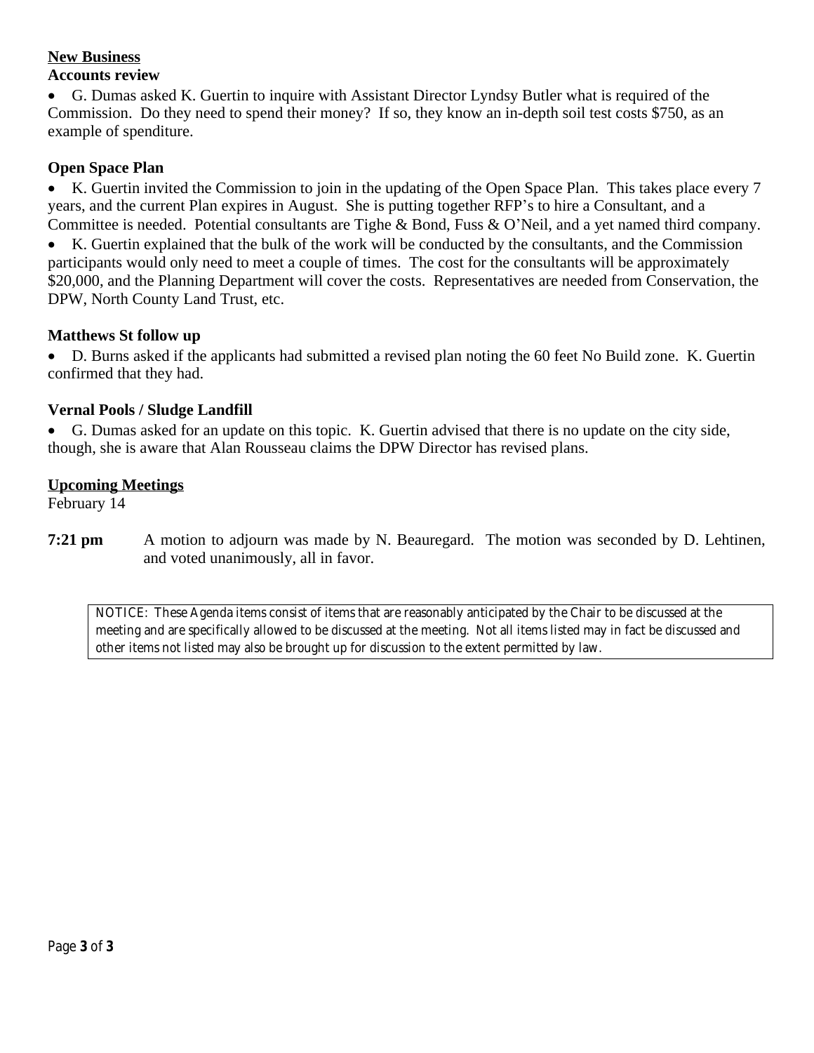**New Business**

**Accounts review**

- G. Dumas asked K. Guertin to inquire with Assistant Director Lyndsy Butler what is required of the Commission. Do they need to spend their money? If so, they know an in-depth soil test costs $750, as an example of spenditure.

**Open Space Plan**

- K. Guertin invited the Commission to join in the updating of the Open Space Plan. This takes place every 7 years, and the current Plan expires in August. She is putting together RFP's to hire a Consultant, and a Committee is needed. Potential consultants are Tighe & Bond, Fuss & O'Neil, and a yet named third company.
- K. Guertin explained that the bulk of the work will be conducted by the consultants, and the Commission participants would only need to meet a couple of times. The cost for the consultants will be approximately $20,000, and the Planning Department will cover the costs. Representatives are needed from Conservation, the DPW, North County Land Trust, etc.

**Matthews St follow up**

- D. Burns asked if the applicants had submitted a revised plan noting the 60 feet No Build zone. K. Guertin confirmed that they had.

**Vernal Pools / Sludge Landfill**

- G. Dumas asked for an update on this topic. K. Guertin advised that there is no update on the city side, though, she is aware that Alan Rousseau claims the DPW Director has revised plans.

**Upcoming Meetings**

February 14

**7:21 pm** A motion to adjourn was made by N. Beauregard. The motion was seconded by D. Lehtinen, and voted unanimously, all in favor.

NOTICE: These Agenda items consist of items that are reasonably anticipated by the Chair to be discussed at the meeting and are specifically allowed to be discussed at the meeting. Not all items listed may in fact be discussed and other items not listed may also be brought up for discussion to the extent permitted by law.